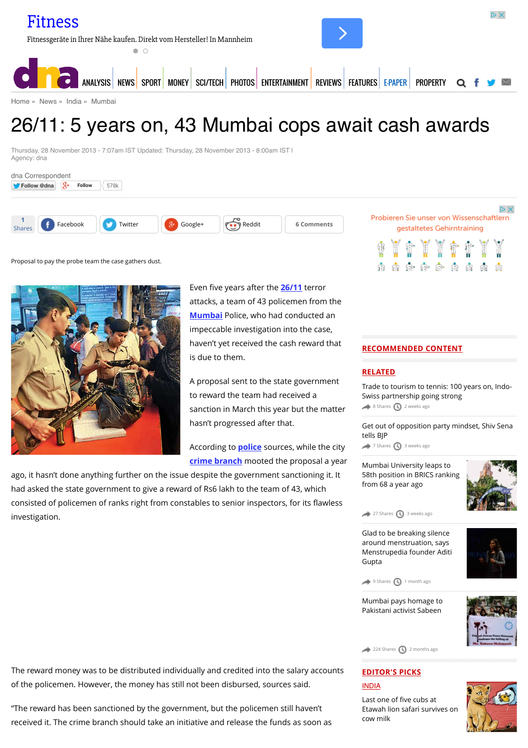Home » News » India » Mumbai

# 26/11: 5 years on, 43 Mumbai cops await cash awards

Thursday, 28 November 2013 - 7:07am IST Updated: Thursday, 28 November 2013 - 8:00am IST |
Agency: dna

dna Correspondent

Proposal to pay the probe team the case gathers dust.

Even five years after the 26/11 terror attacks, a team of 43 policemen from the Mumbai Police, who had conducted an impeccable investigation into the case, haven't yet received the cash reward that is due to them.

A proposal sent to the state government to reward the team had received a sanction in March this year but the matter hasn't progressed after that.

According to police sources, while the city crime branch mooted the proposal a year ago, it hasn't done anything further on the issue despite the government sanctioning it. It had asked the state government to give a reward of Rs6 lakh to the team of 43, which consisted of policemen of ranks right from constables to senior inspectors, for its flawless investigation.

The reward money was to be distributed individually and credited into the salary accounts of the policemen. However, the money has still not been disbursed, sources said.

"The reward has been sanctioned by the government, but the policemen still haven't received it. The crime branch should take an initiative and release the funds as soon as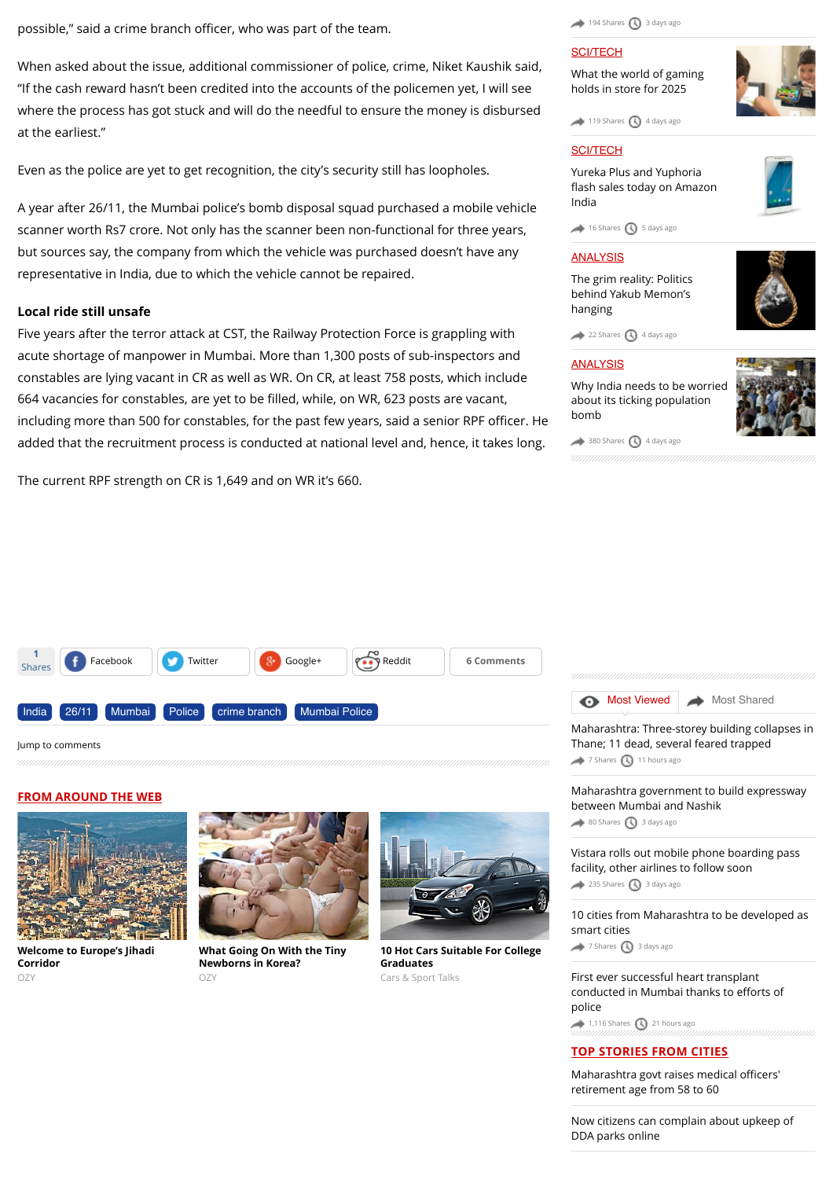possible," said a crime branch officer, who was part of the team.

When asked about the issue, additional commissioner of police, crime, Niket Kaushik said, "If the cash reward hasn't been credited into the accounts of the policemen yet, I will see where the process has got stuck and will do the needful to ensure the money is disbursed at the earliest."

Even as the police are yet to get recognition, the city's security still has loopholes.

A year after 26/11, the Mumbai police's bomb disposal squad purchased a mobile vehicle scanner worth Rs7 crore. Not only has the scanner been non-functional for three years, but sources say, the company from which the vehicle was purchased doesn't have any representative in India, due to which the vehicle cannot be repaired.

**Local ride still unsafe**

Five years after the terror attack at CST, the Railway Protection Force is grappling with acute shortage of manpower in Mumbai. More than 1,300 posts of sub-inspectors and constables are lying vacant in CR as well as WR. On CR, at least 758 posts, which include 664 vacancies for constables, are yet to be filled, while, on WR, 623 posts are vacant, including more than 500 for constables, for the past few years, said a senior RPF officer. He added that the recruitment process is conducted at national level and, hence, it takes long.

The current RPF strength on CR is 1,649 and on WR it's 660.

1 Shares | Facebook | Twitter | Google+ | Reddit | 6 Comments

India | 26/11 | Mumbai | Police | crime branch | Mumbai Police

Jump to comments

## FROM AROUND THE WEB

**Welcome to Europe's Jihadi Corridor**
OZY

**What Going On With the Tiny Newborns in Korea?**
OZY

**10 Hot Cars Suitable For College Graduates**
Cars & Sport Talks

194 Shares 3 days ago

SCI/TECH

What the world of gaming holds in store for 2025

119 Shares 4 days ago

SCI/TECH

Yureka Plus and Yuphoria flash sales today on Amazon India

16 Shares 5 days ago

ANALYSIS

The grim reality: Politics behind Yakub Memon's hanging

22 Shares 4 days ago

ANALYSIS

Why India needs to be worried about its ticking population bomb

380 Shares 4 days ago

Most Viewed | Most Shared

Maharashtra: Three-storey building collapses in Thane; 11 dead, several feared trapped

7 Shares 11 hours ago

Maharashtra government to build expressway between Mumbai and Nashik

80 Shares 3 days ago

Vistara rolls out mobile phone boarding pass facility, other airlines to follow soon

235 Shares 3 days ago

10 cities from Maharashtra to be developed as smart cities

7 Shares 3 days ago

First ever successful heart transplant conducted in Mumbai thanks to efforts of police

1,116 Shares 21 hours ago

## TOP STORIES FROM CITIES

Maharashtra govt raises medical officers' retirement age from 58 to 60

Now citizens can complain about upkeep of DDA parks online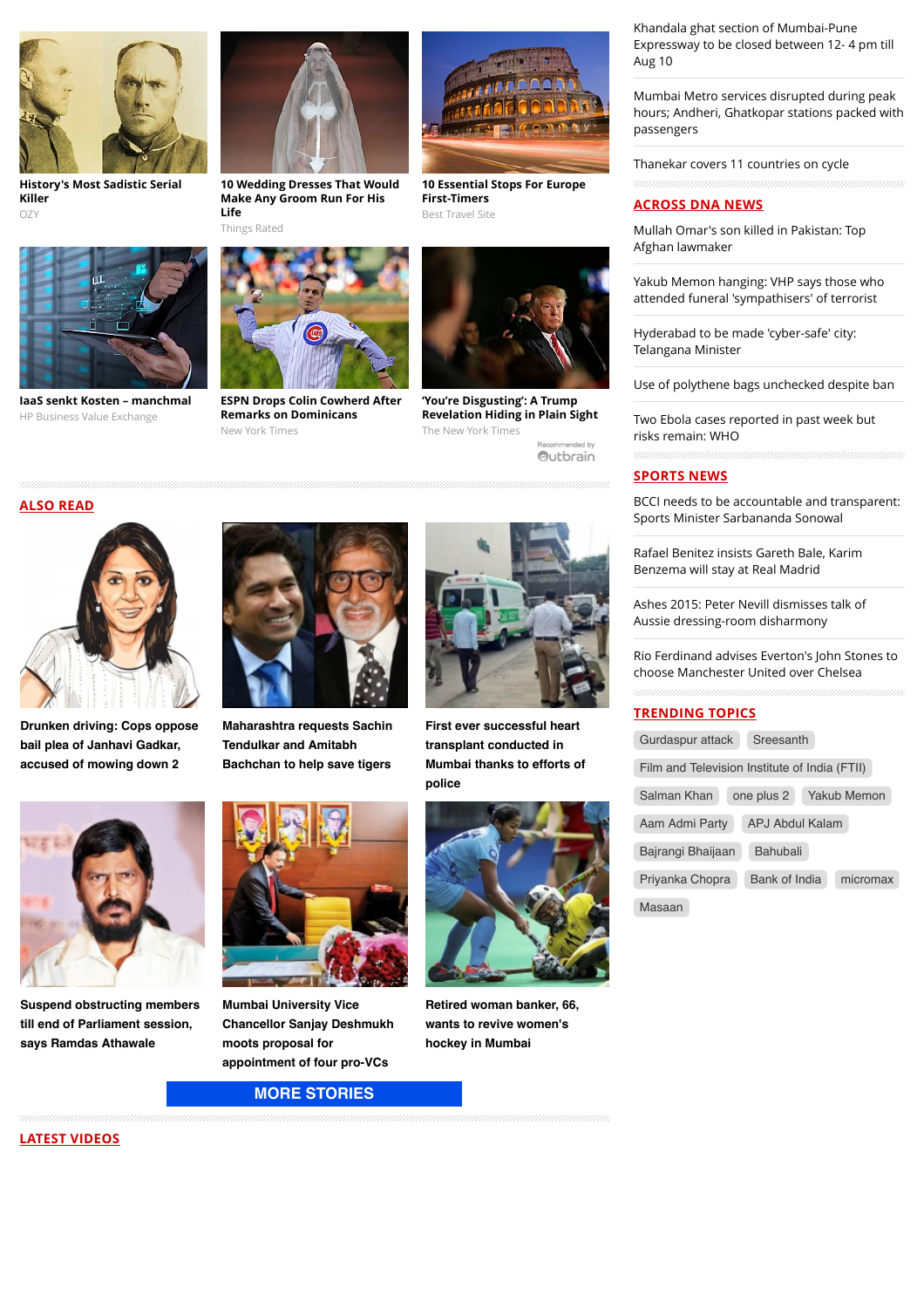**History's Most Sadistic Serial Killer**
OZY

**10 Wedding Dresses That Would Make Any Groom Run For His Life**
Things Rated

**10 Essential Stops For Europe First-Timers**
Best Travel Site

**IaaS senkt Kosten – manchmal**
HP Business Value Exchange

**ESPN Drops Colin Cowherd After Remarks on Dominicans**
New York Times

**'You're Disgusting': A Trump Revelation Hiding in Plain Sight**
The New York Times

Recommended by Outbrain

## ALSO READ

**Drunken driving: Cops oppose bail plea of Janhavi Gadkar, accused of mowing down 2**

**Maharashtra requests Sachin Tendulkar and Amitabh Bachchan to help save tigers**

**First ever successful heart transplant conducted in Mumbai thanks to efforts of police**

**Suspend obstructing members till end of Parliament session, says Ramdas Athawale**

**Mumbai University Vice Chancellor Sanjay Deshmukh moots proposal for appointment of four pro-VCs**

**Retired woman banker, 66, wants to revive women's hockey in Mumbai**

MORE STORIES

## LATEST VIDEOS

Khandala ghat section of Mumbai-Pune Expressway to be closed between 12- 4 pm till Aug 10

Mumbai Metro services disrupted during peak hours; Andheri, Ghatkopar stations packed with passengers

Thanekar covers 11 countries on cycle

## ACROSS DNA NEWS

Mullah Omar's son killed in Pakistan: Top Afghan lawmaker

Yakub Memon hanging: VHP says those who attended funeral 'sympathisers' of terrorist

Hyderabad to be made 'cyber-safe' city: Telangana Minister

Use of polythene bags unchecked despite ban

Two Ebola cases reported in past week but risks remain: WHO

## SPORTS NEWS

BCCI needs to be accountable and transparent: Sports Minister Sarbananda Sonowal

Rafael Benitez insists Gareth Bale, Karim Benzema will stay at Real Madrid

Ashes 2015: Peter Nevill dismisses talk of Aussie dressing-room disharmony

Rio Ferdinand advises Everton's John Stones to choose Manchester United over Chelsea

## TRENDING TOPICS

Gurdaspur attack | Sreesanth | Film and Television Institute of India (FTII) | Salman Khan | one plus 2 | Yakub Memon | Aam Admi Party | APJ Abdul Kalam | Bajrangi Bhaijaan | Bahubali | Priyanka Chopra | Bank of India | micromax | Masaan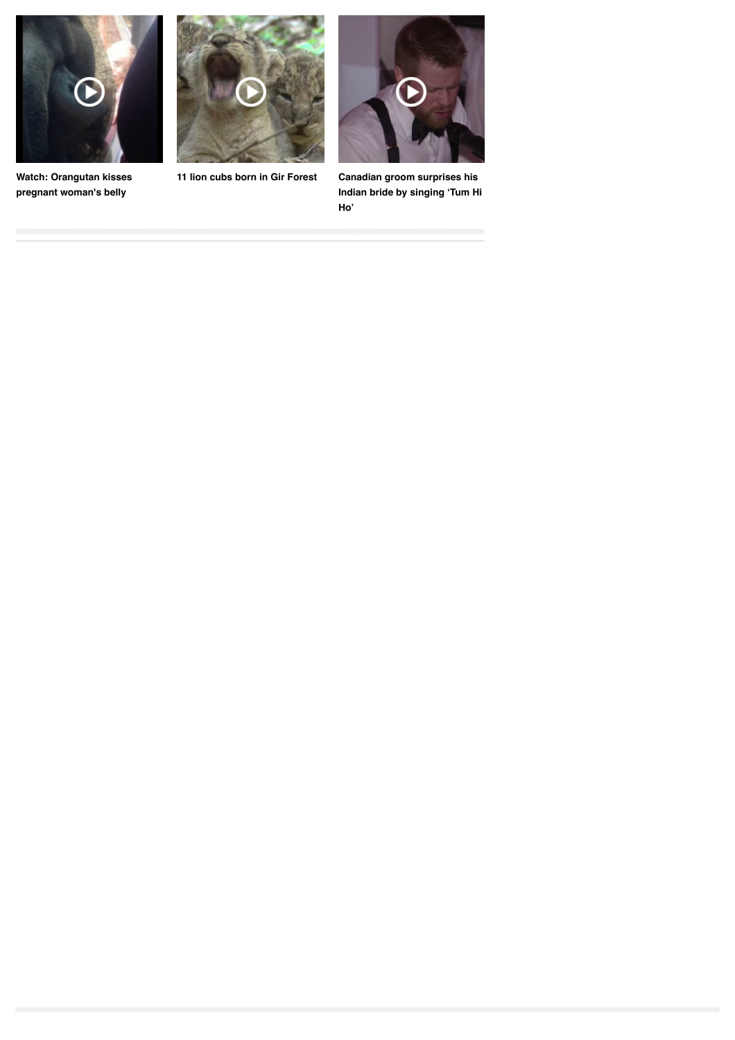**Watch: Orangutan kisses pregnant woman's belly**

**11 lion cubs born in Gir Forest**

**Canadian groom surprises his Indian bride by singing 'Tum Hi Ho'**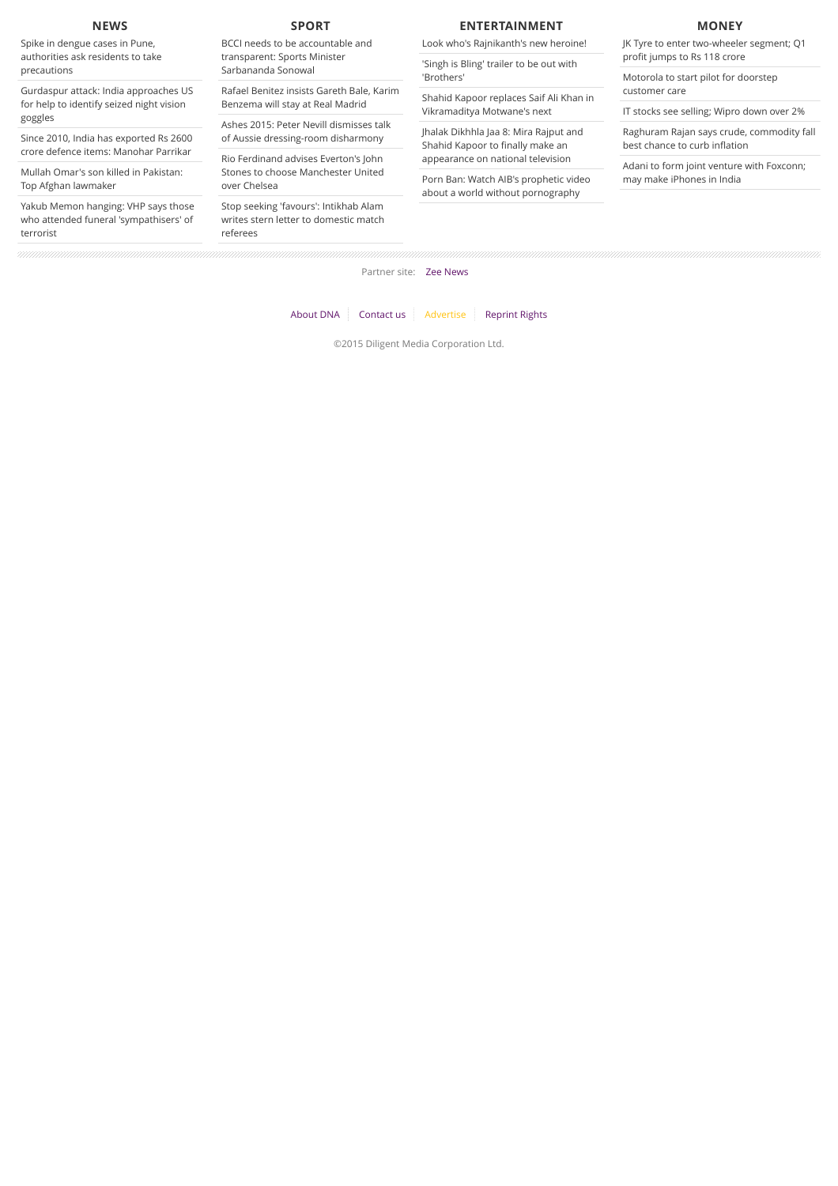## NEWS

- Spike in dengue cases in Pune, authorities ask residents to take precautions
- Gurdaspur attack: India approaches US for help to identify seized night vision goggles
- Since 2010, India has exported Rs 2600 crore defence items: Manohar Parrikar
- Mullah Omar's son killed in Pakistan: Top Afghan lawmaker
- Yakub Memon hanging: VHP says those who attended funeral 'sympathisers' of terrorist

## SPORT

- BCCI needs to be accountable and transparent: Sports Minister Sarbananda Sonowal
- Rafael Benitez insists Gareth Bale, Karim Benzema will stay at Real Madrid
- Ashes 2015: Peter Nevill dismisses talk of Aussie dressing-room disharmony
- Rio Ferdinand advises Everton's John Stones to choose Manchester United over Chelsea
- Stop seeking 'favours': Intikhab Alam writes stern letter to domestic match referees

## ENTERTAINMENT

- Look who's Rajnikanth's new heroine!
- 'Singh is Bling' trailer to be out with 'Brothers'
- Shahid Kapoor replaces Saif Ali Khan in Vikramaditya Motwane's next
- Jhalak Dikhhla Jaa 8: Mira Rajput and Shahid Kapoor to finally make an appearance on national television
- Porn Ban: Watch AIB's prophetic video about a world without pornography

## MONEY

- JK Tyre to enter two-wheeler segment; Q1 profit jumps to Rs 118 crore
- Motorola to start pilot for doorstep customer care
- IT stocks see selling; Wipro down over 2%
- Raghuram Rajan says crude, commodity fall best chance to curb inflation
- Adani to form joint venture with Foxconn; may make iPhones in India

Partner site: Zee News

About DNA | Contact us | Advertise | Reprint Rights

©2015 Diligent Media Corporation Ltd.